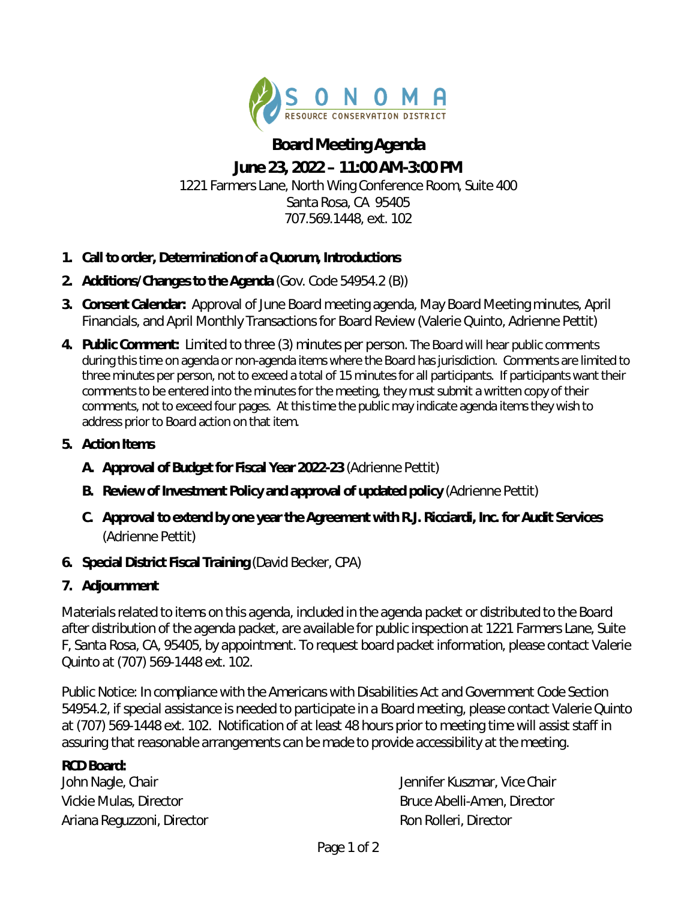SONOMA
RESOURCE CONSERVATION DISTRICT

# Board Meeting Agenda

## June 23, 2022 – 11:00 AM-3:00 PM

1221 Farmers Lane, North Wing Conference Room, Suite 400
Santa Rosa, CA 95405
707.569.1448, ext. 102

1. **Call to order, Determination of a Quorum, Introductions**
2. **Additions/Changes to the Agenda** (Gov. Code 54954.2 (B))
3. **Consent Calendar:** Approval of June Board meeting agenda, May Board Meeting minutes, April Financials, and April Monthly Transactions for Board Review (Valerie Quinto, Adrienne Pettit)
4. **Public Comment:** Limited to three (3) minutes per person. The Board will hear public comments during this time on agenda or non-agenda items where the Board has jurisdiction. Comments are limited to three minutes per person, not to exceed a total of 15 minutes for all participants. If participants want their comments to be entered into the minutes for the meeting, they must submit a written copy of their comments, not to exceed four pages. At this time the public may indicate agenda items they wish to address prior to Board action on that item.
5. **Action Items**
   - A. **Approval of Budget for Fiscal Year 2022-23** (Adrienne Pettit)
   - B. **Review of Investment Policy and approval of updated policy** (Adrienne Pettit)
   - C. **Approval to extend by one year the Agreement with R.J. Ricciardi, Inc. for Audit Services** (Adrienne Pettit)
6. **Special District Fiscal Training** (David Becker, CPA)
7. **Adjournment**

Materials related to items on this agenda, included in the agenda packet or distributed to the Board after distribution of the agenda packet, are available for public inspection at 1221 Farmers Lane, Suite F, Santa Rosa, CA, 95405, by appointment. To request board packet information, please contact Valerie Quinto at (707) 569-1448 ext. 102.

Public Notice: In compliance with the Americans with Disabilities Act and Government Code Section 54954.2, if special assistance is needed to participate in a Board meeting, please contact Valerie Quinto at (707) 569-1448 ext. 102. Notification of at least 48 hours prior to meeting time will assist staff in assuring that reasonable arrangements can be made to provide accessibility at the meeting.

**RCD Board:**

John Nagle, Chair
Jennifer Kuszmar, Vice Chair
Vickie Mulas, Director
Bruce Abelli-Amen, Director
Ariana Reguzzoni, Director
Ron Rolleri, Director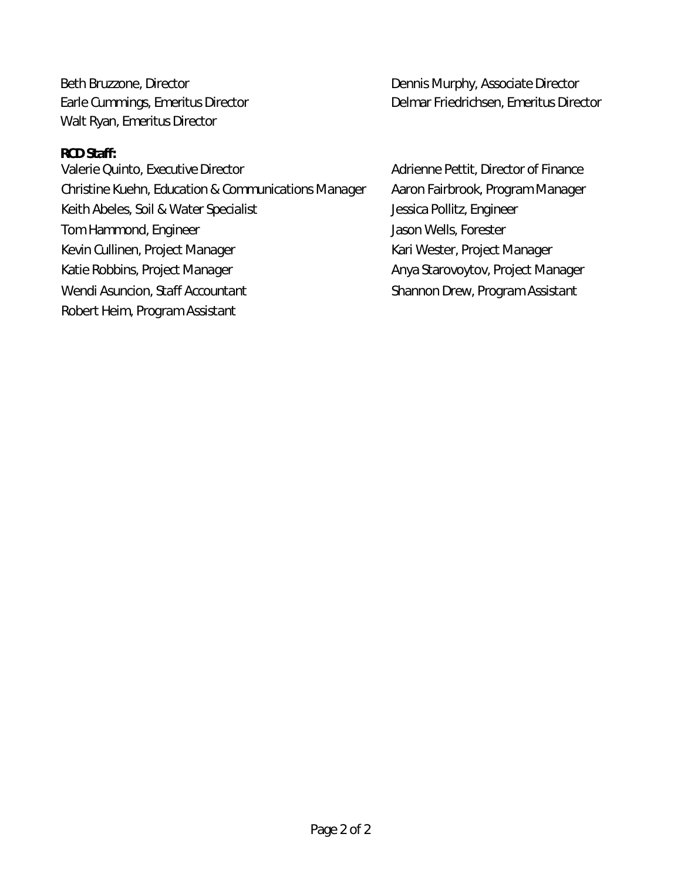Beth Bruzzone, Director
Earle Cummings, Emeritus Director
Walt Ryan, Emeritus Director
Dennis Murphy, Associate Director
Delmar Friedrichsen, Emeritus Director

**RCD Staff:**

Valerie Quinto, Executive Director
Christine Kuehn, Education & Communications Manager
Keith Abeles, Soil & Water Specialist
Tom Hammond, Engineer
Kevin Cullinen, Project Manager
Katie Robbins, Project Manager
Wendi Asuncion, Staff Accountant
Robert Heim, Program Assistant
Adrienne Pettit, Director of Finance
Aaron Fairbrook, Program Manager
Jessica Pollitz, Engineer
Jason Wells, Forester
Kari Wester, Project Manager
Anya Starovoytov, Project Manager
Shannon Drew, Program Assistant